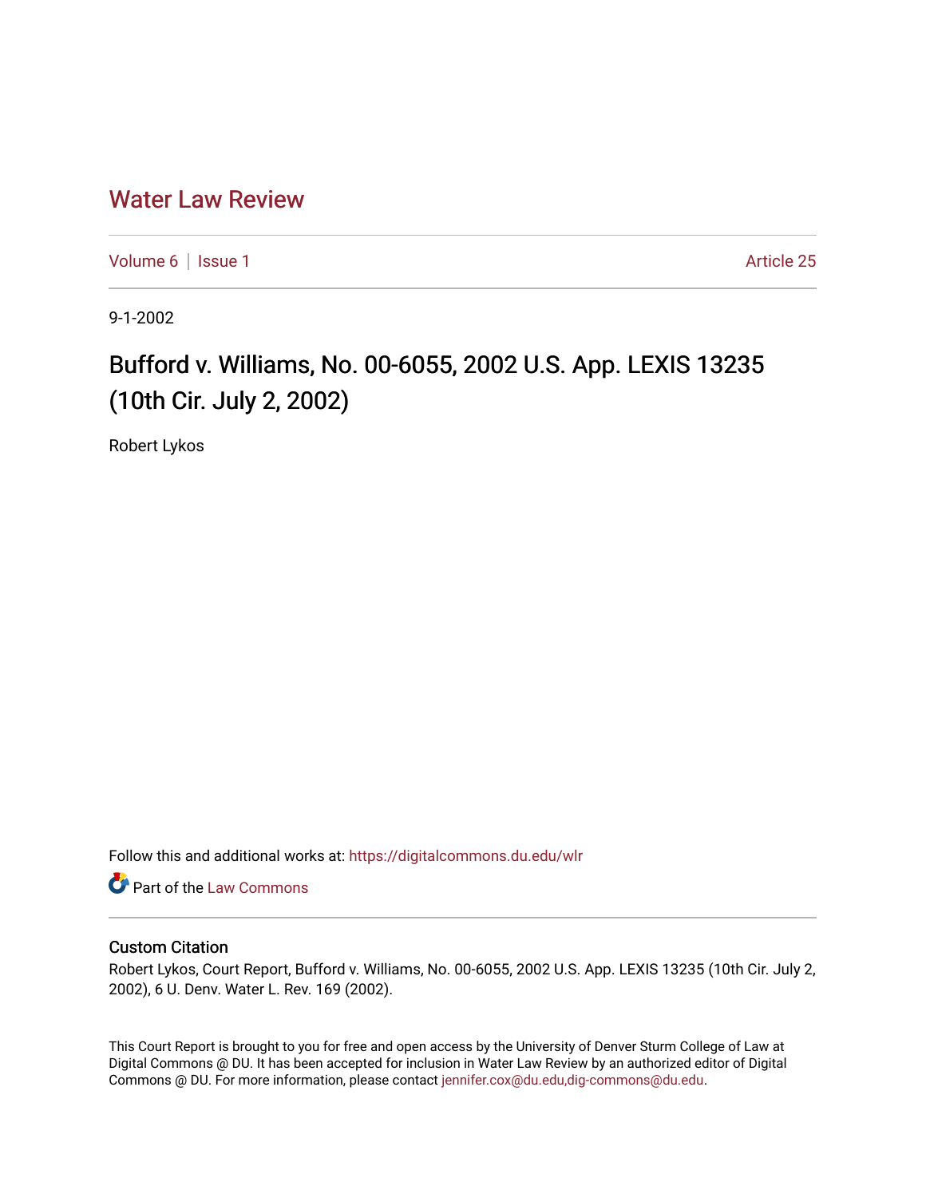# Water Law Review

Volume 6 | Issue 1 | Article 25

9-1-2002

## Bufford v. Williams, No. 00-6055, 2002 U.S. App. LEXIS 13235 (10th Cir. July 2, 2002)

Robert Lykos

Follow this and additional works at: https://digitalcommons.du.edu/wlr

Part of the Law Commons

### Custom Citation

Robert Lykos, Court Report, Bufford v. Williams, No. 00-6055, 2002 U.S. App. LEXIS 13235 (10th Cir. July 2, 2002), 6 U. Denv. Water L. Rev. 169 (2002).

This Court Report is brought to you for free and open access by the University of Denver Sturm College of Law at Digital Commons @ DU. It has been accepted for inclusion in Water Law Review by an authorized editor of Digital Commons @ DU. For more information, please contact jennifer.cox@du.edu,dig-commons@du.edu.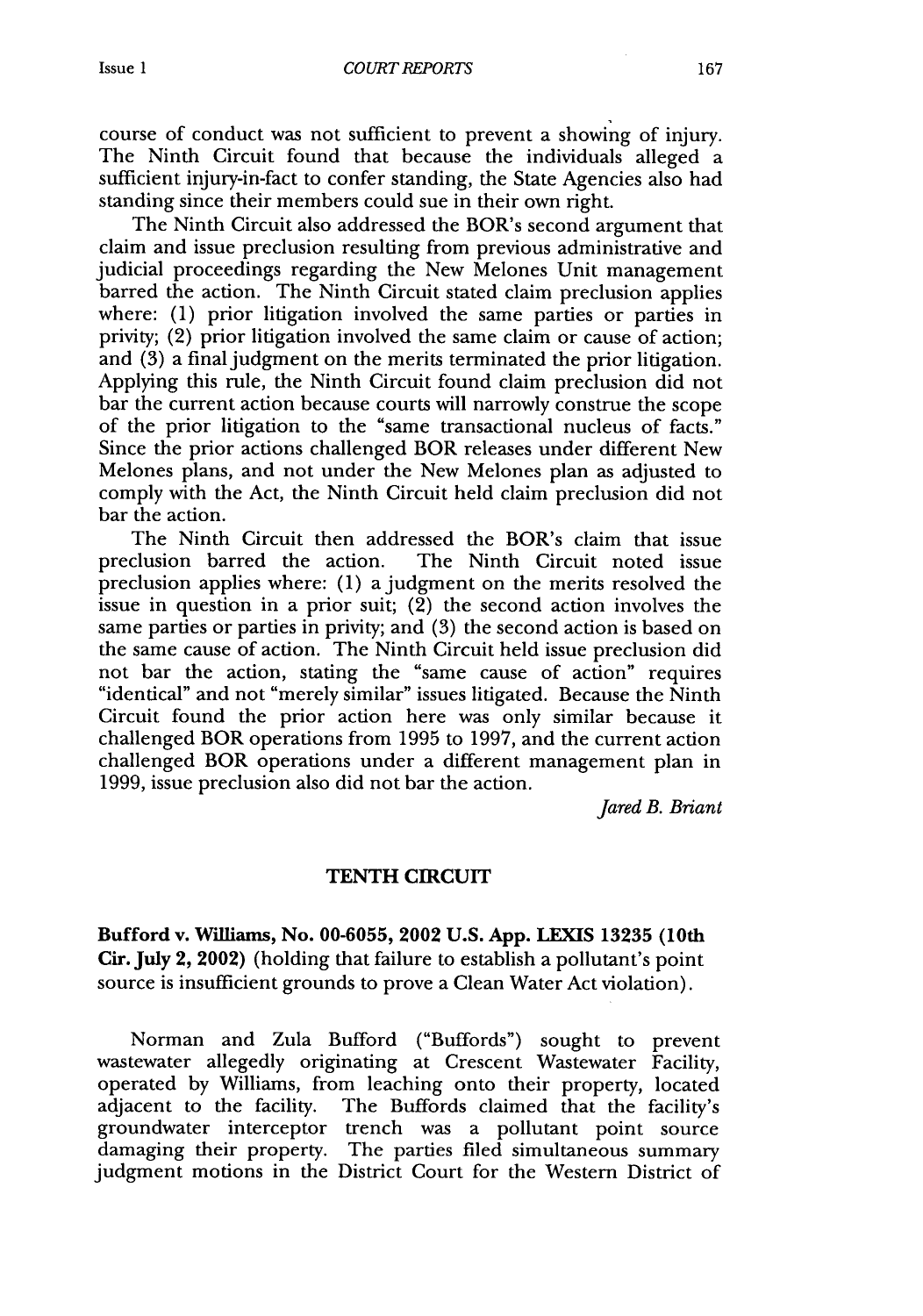course of conduct was not sufficient to prevent a showing of injury. The Ninth Circuit found that because the individuals alleged a sufficient injury-in-fact to confer standing, the State Agencies also had standing since their members could sue in their own right.

The Ninth Circuit also addressed the BOR's second argument that claim and issue preclusion resulting from previous administrative and judicial proceedings regarding the New Melones Unit management barred the action. The Ninth Circuit stated claim preclusion applies where: (1) prior litigation involved the same parties or parties in privity; (2) prior litigation involved the same claim or cause of action; and (3) a final judgment on the merits terminated the prior litigation. Applying this rule, the Ninth Circuit found claim preclusion did not bar the current action because courts will narrowly construe the scope of the prior litigation to the "same transactional nucleus of facts." Since the prior actions challenged BOR releases under different New Melones plans, and not under the New Melones plan as adjusted to comply with the Act, the Ninth Circuit held claim preclusion did not bar the action.

The Ninth Circuit then addressed the BOR's claim that issue preclusion barred the action. The Ninth Circuit noted issue preclusion applies where: (1) a judgment on the merits resolved the issue in question in a prior suit; (2) the second action involves the same parties or parties in privity; and (3) the second action is based on the same cause of action. The Ninth Circuit held issue preclusion did not bar the action, stating the "same cause of action" requires "identical" and not "merely similar" issues litigated. Because the Ninth Circuit found the prior action here was only similar because it challenged BOR operations from 1995 to 1997, and the current action challenged BOR operations under a different management plan in 1999, issue preclusion also did not bar the action.

*Jared B. Briant*

## TENTH CIRCUIT

**Bufford v. Williams, No. 00-6055, 2002 U.S. App. LEXIS 13235 (10th Cir. July 2, 2002)** (holding that failure to establish a pollutant's point source is insufficient grounds to prove a Clean Water Act violation).

Norman and Zula Bufford ("Buffords") sought to prevent wastewater allegedly originating at Crescent Wastewater Facility, operated by Williams, from leaching onto their property, located adjacent to the facility. The Buffords claimed that the facility's groundwater interceptor trench was a pollutant point source damaging their property. The parties filed simultaneous summary judgment motions in the District Court for the Western District of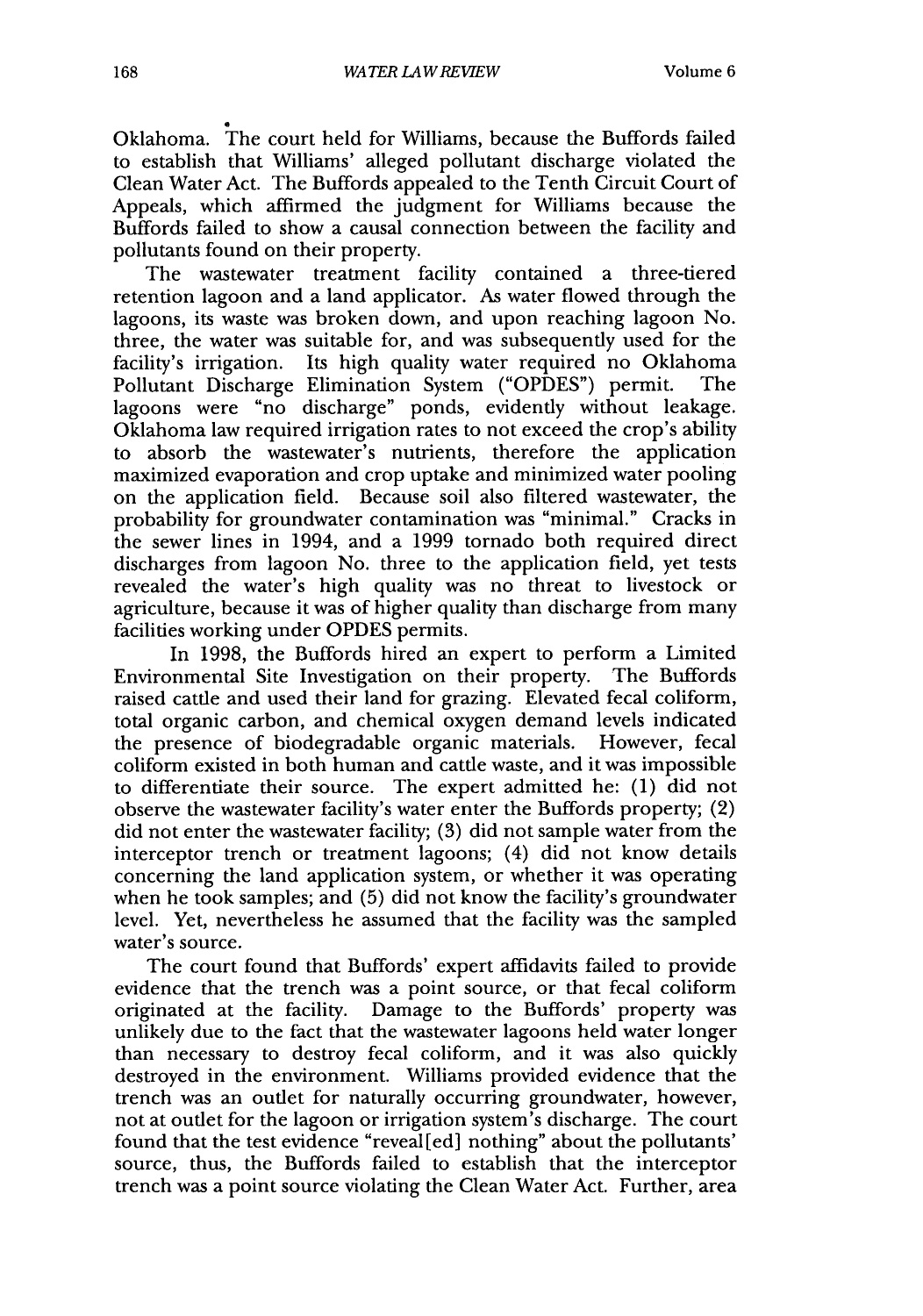Oklahoma. The court held for Williams, because the Buffords failed to establish that Williams' alleged pollutant discharge violated the Clean Water Act. The Buffords appealed to the Tenth Circuit Court of Appeals, which affirmed the judgment for Williams because the Buffords failed to show a causal connection between the facility and pollutants found on their property.

The wastewater treatment facility contained a three-tiered retention lagoon and a land applicator. As water flowed through the lagoons, its waste was broken down, and upon reaching lagoon No. three, the water was suitable for, and was subsequently used for the facility's irrigation. Its high quality water required no Oklahoma Pollutant Discharge Elimination System ("OPDES") permit. The lagoons were "no discharge" ponds, evidently without leakage. Oklahoma law required irrigation rates to not exceed the crop's ability to absorb the wastewater's nutrients, therefore the application maximized evaporation and crop uptake and minimized water pooling on the application field. Because soil also filtered wastewater, the probability for groundwater contamination was "minimal." Cracks in the sewer lines in 1994, and a 1999 tornado both required direct discharges from lagoon No. three to the application field, yet tests revealed the water's high quality was no threat to livestock or agriculture, because it was of higher quality than discharge from many facilities working under OPDES permits.

In 1998, the Buffords hired an expert to perform a Limited Environmental Site Investigation on their property. The Buffords raised cattle and used their land for grazing. Elevated fecal coliform, total organic carbon, and chemical oxygen demand levels indicated the presence of biodegradable organic materials. However, fecal coliform existed in both human and cattle waste, and it was impossible to differentiate their source. The expert admitted he: (1) did not observe the wastewater facility's water enter the Buffords property; (2) did not enter the wastewater facility; (3) did not sample water from the interceptor trench or treatment lagoons; (4) did not know details concerning the land application system, or whether it was operating when he took samples; and (5) did not know the facility's groundwater level. Yet, nevertheless he assumed that the facility was the sampled water's source.

The court found that Buffords' expert affidavits failed to provide evidence that the trench was a point source, or that fecal coliform originated at the facility. Damage to the Buffords' property was unlikely due to the fact that the wastewater lagoons held water longer than necessary to destroy fecal coliform, and it was also quickly destroyed in the environment. Williams provided evidence that the trench was an outlet for naturally occurring groundwater, however, not at outlet for the lagoon or irrigation system's discharge. The court found that the test evidence "reveal[ed] nothing" about the pollutants' source, thus, the Buffords failed to establish that the interceptor trench was a point source violating the Clean Water Act. Further, area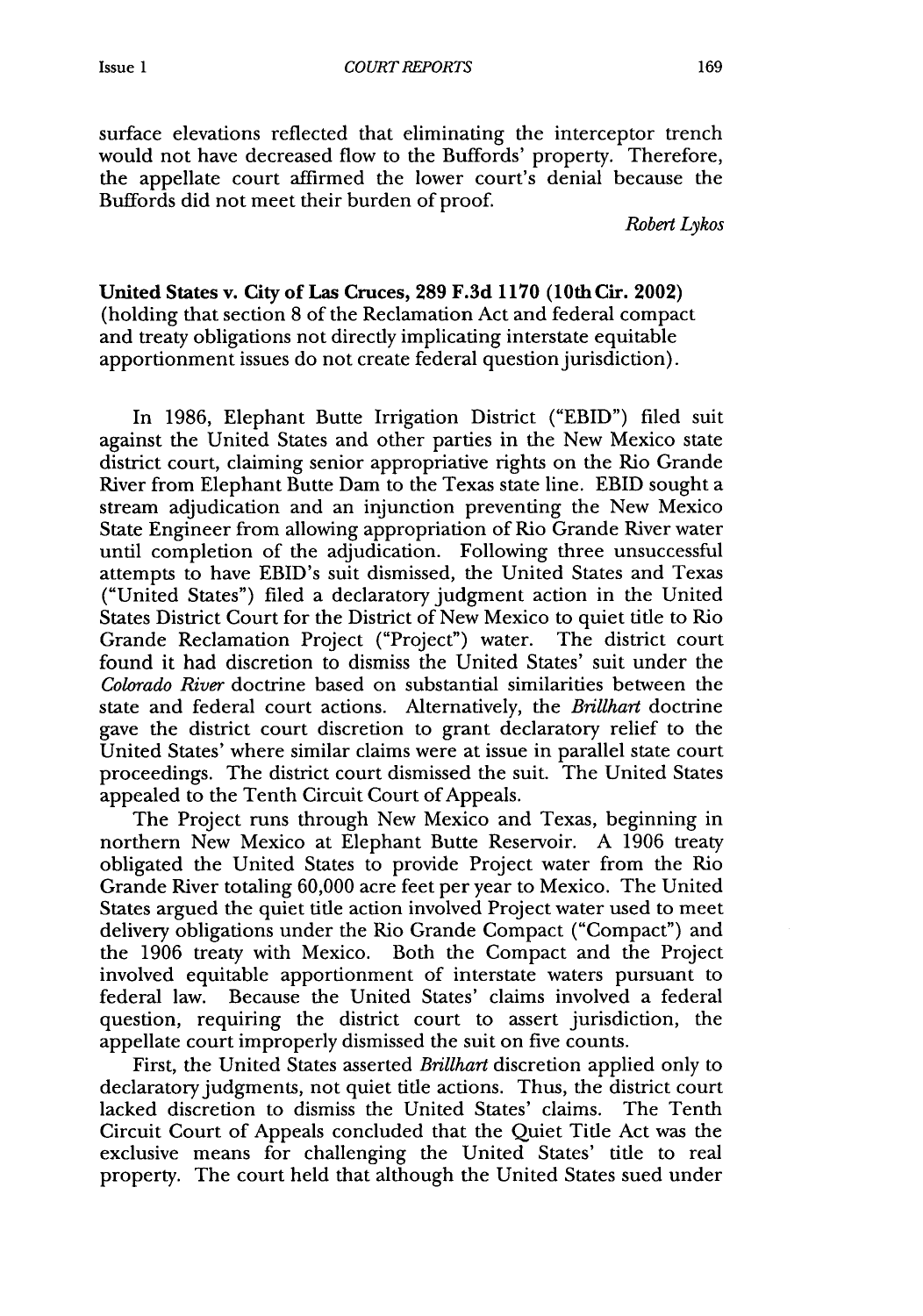surface elevations reflected that eliminating the interceptor trench would not have decreased flow to the Buffords' property. Therefore, the appellate court affirmed the lower court's denial because the Buffords did not meet their burden of proof.

*Robert Lykos*

**United States v. City of Las Cruces, 289 F.3d 1170 (10th Cir. 2002)** (holding that section 8 of the Reclamation Act and federal compact and treaty obligations not directly implicating interstate equitable apportionment issues do not create federal question jurisdiction).

In 1986, Elephant Butte Irrigation District ("EBID") filed suit against the United States and other parties in the New Mexico state district court, claiming senior appropriative rights on the Rio Grande River from Elephant Butte Dam to the Texas state line. EBID sought a stream adjudication and an injunction preventing the New Mexico State Engineer from allowing appropriation of Rio Grande River water until completion of the adjudication. Following three unsuccessful attempts to have EBID's suit dismissed, the United States and Texas ("United States") filed a declaratory judgment action in the United States District Court for the District of New Mexico to quiet title to Rio Grande Reclamation Project ("Project") water. The district court found it had discretion to dismiss the United States' suit under the *Colorado River* doctrine based on substantial similarities between the state and federal court actions. Alternatively, the *Brillhart* doctrine gave the district court discretion to grant declaratory relief to the United States' where similar claims were at issue in parallel state court proceedings. The district court dismissed the suit. The United States appealed to the Tenth Circuit Court of Appeals.

The Project runs through New Mexico and Texas, beginning in northern New Mexico at Elephant Butte Reservoir. A 1906 treaty obligated the United States to provide Project water from the Rio Grande River totaling 60,000 acre feet per year to Mexico. The United States argued the quiet title action involved Project water used to meet delivery obligations under the Rio Grande Compact ("Compact") and the 1906 treaty with Mexico. Both the Compact and the Project involved equitable apportionment of interstate waters pursuant to federal law. Because the United States' claims involved a federal question, requiring the district court to assert jurisdiction, the appellate court improperly dismissed the suit on five counts.

First, the United States asserted *Brillhart* discretion applied only to declaratory judgments, not quiet title actions. Thus, the district court lacked discretion to dismiss the United States' claims. The Tenth Circuit Court of Appeals concluded that the Quiet Title Act was the exclusive means for challenging the United States' title to real property. The court held that although the United States sued under